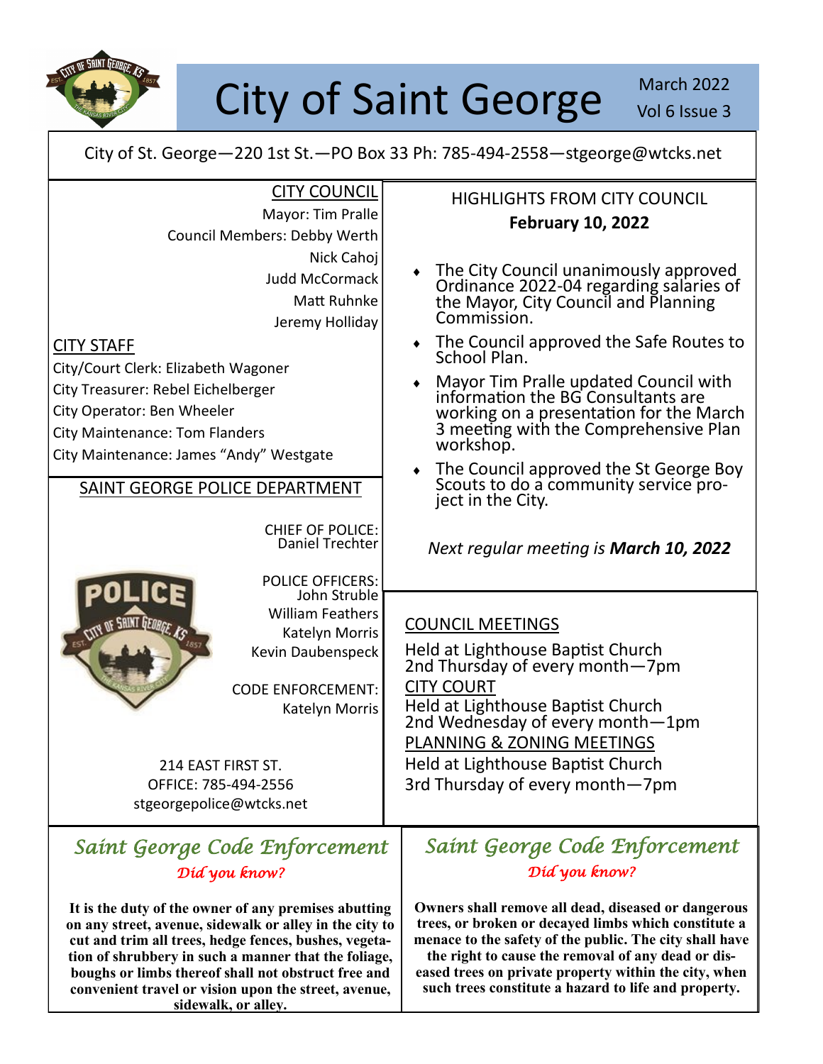# City of Saint George

March 2022
Vol 6 Issue 3

City of St. George—220 1st St.—PO Box 33 Ph: 785-494-2558—stgeorge@wtcks.net

## CITY COUNCIL

Mayor: Tim Pralle
Council Members: Debby Werth
Nick Cahoj
Judd McCormack
Matt Ruhnke
Jeremy Holliday

## CITY STAFF

City/Court Clerk: Elizabeth Wagoner
City Treasurer: Rebel Eichelberger
City Operator: Ben Wheeler
City Maintenance: Tom Flanders
City Maintenance: James "Andy" Westgate

## SAINT GEORGE POLICE DEPARTMENT

CHIEF OF POLICE:
Daniel Trechter

POLICE OFFICERS:
John Struble
William Feathers
Katelyn Morris
Kevin Daubenspeck

CODE ENFORCEMENT:
Katelyn Morris

214 EAST FIRST ST.
OFFICE: 785-494-2556
stgeorgepolice@wtcks.net

## HIGHLIGHTS FROM CITY COUNCIL

**February 10, 2022**

- The City Council unanimously approved Ordinance 2022-04 regarding salaries of the Mayor, City Council and Planning Commission.
- The Council approved the Safe Routes to School Plan.
- Mayor Tim Pralle updated Council with information the BG Consultants are working on a presentation for the March 3 meeting with the Comprehensive Plan workshop.
- The Council approved the St George Boy Scouts to do a community service project in the City.

*Next regular meeting is **March 10, 2022***

## COUNCIL MEETINGS

Held at Lighthouse Baptist Church
2nd Thursday of every month—7pm

## CITY COURT

Held at Lighthouse Baptist Church
2nd Wednesday of every month—1pm

## PLANNING & ZONING MEETINGS

Held at Lighthouse Baptist Church
3rd Thursday of every month—7pm

## *Saint George Code Enforcement*

*Did you know?*

**It is the duty of the owner of any premises abutting on any street, avenue, sidewalk or alley in the city to cut and trim all trees, hedge fences, bushes, vegetation of shrubbery in such a manner that the foliage, boughs or limbs thereof shall not obstruct free and convenient travel or vision upon the street, avenue, sidewalk, or alley.**

## *Saint George Code Enforcement*

*Did you know?*

**Owners shall remove all dead, diseased or dangerous trees, or broken or decayed limbs which constitute a menace to the safety of the public. The city shall have the right to cause the removal of any dead or diseased trees on private property within the city, when such trees constitute a hazard to life and property.**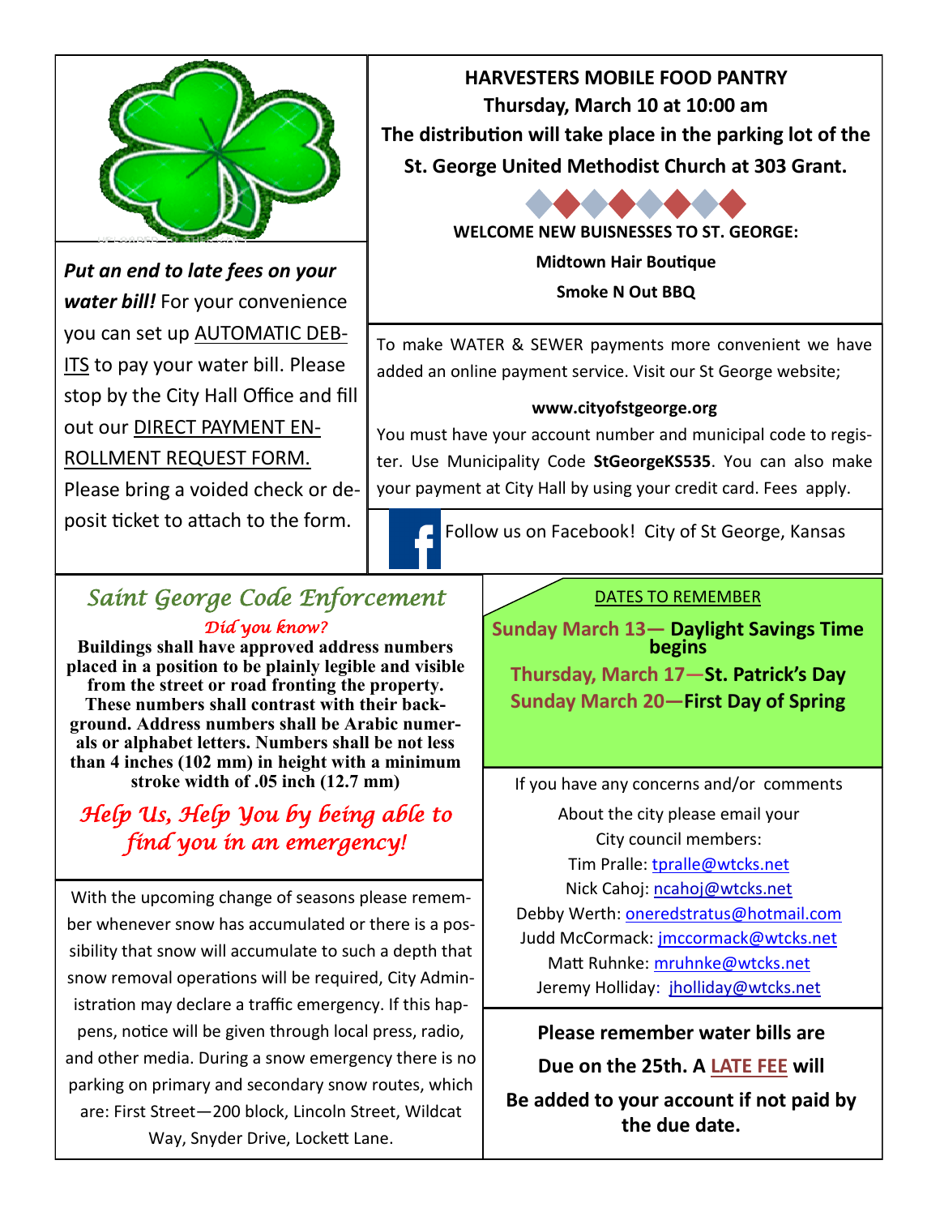***Put an end to late fees on your water bill!*** For your convenience you can set up AUTOMATIC DEBITS to pay your water bill. Please stop by the City Hall Office and fill out our DIRECT PAYMENT ENROLLMENT REQUEST FORM. Please bring a voided check or deposit ticket to attach to the form.

**HARVESTERS MOBILE FOOD PANTRY**

**Thursday, March 10 at 10:00 am**

**The distribution will take place in the parking lot of the St. George United Methodist Church at 303 Grant.**

**WELCOME NEW BUISNESSES TO ST. GEORGE:**

**Midtown Hair Boutique**

**Smoke N Out BBQ**

To make WATER & SEWER payments more convenient we have added an online payment service. Visit our St George website;

**www.cityofstgeorge.org**

You must have your account number and municipal code to register. Use Municipality Code **StGeorgeKS535**. You can also make your payment at City Hall by using your credit card. Fees apply.

Follow us on Facebook! City of St George, Kansas

## *Saint George Code Enforcement*

*Did you know?*

**Buildings shall have approved address numbers placed in a position to be plainly legible and visible from the street or road fronting the property. These numbers shall contrast with their background. Address numbers shall be Arabic numerals or alphabet letters. Numbers shall be not less than 4 inches (102 mm) in height with a minimum stroke width of .05 inch (12.7 mm)**

***Help Us, Help You by being able to find you in an emergency!***

With the upcoming change of seasons please remember whenever snow has accumulated or there is a possibility that snow will accumulate to such a depth that snow removal operations will be required, City Administration may declare a traffic emergency. If this happens, notice will be given through local press, radio, and other media. During a snow emergency there is no parking on primary and secondary snow routes, which are: First Street—200 block, Lincoln Street, Wildcat Way, Snyder Drive, Lockett Lane.

DATES TO REMEMBER

**Sunday March 13— Daylight Savings Time begins**

**Thursday, March 17—St. Patrick's Day**

**Sunday March 20—First Day of Spring**

If you have any concerns and/or comments About the city please email your City council members:

Tim Pralle: tpralle@wtcks.net

Nick Cahoj: ncahoj@wtcks.net

Debby Werth: oneredstratus@hotmail.com

Judd McCormack: jmccormack@wtcks.net

Matt Ruhnke: mruhnke@wtcks.net

Jeremy Holliday: jholliday@wtcks.net

**Please remember water bills are Due on the 25th. A LATE FEE will Be added to your account if not paid by the due date.**